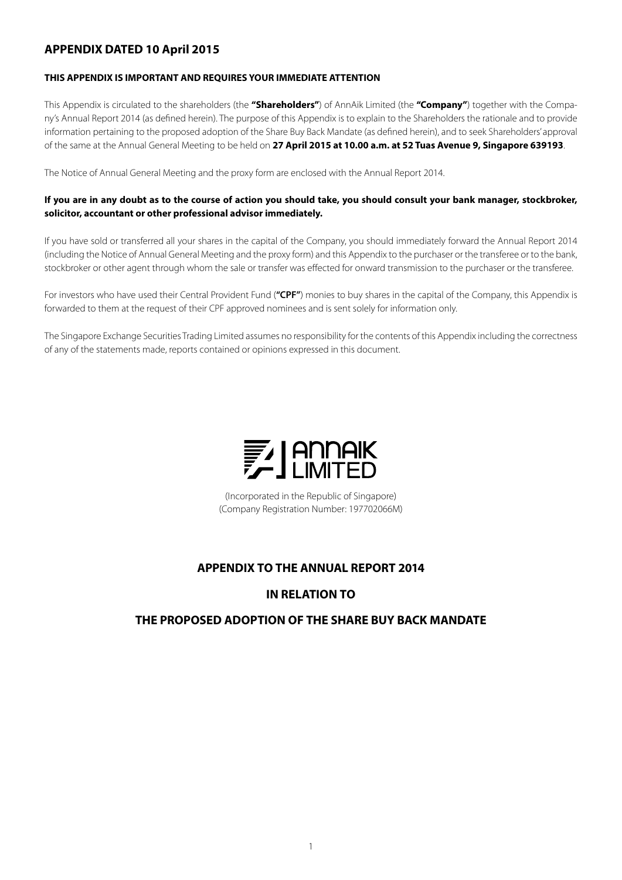# APPENDIX DATED 10 April 2015

**THIS APPENDIX IS IMPORTANT AND REQUIRES YOUR IMMEDIATE ATTENTION**

This Appendix is circulated to the shareholders (the **"Shareholders"**) of AnnAik Limited (the **"Company"**) together with the Company's Annual Report 2014 (as defined herein). The purpose of this Appendix is to explain to the Shareholders the rationale and to provide information pertaining to the proposed adoption of the Share Buy Back Mandate (as defined herein), and to seek Shareholders' approval of the same at the Annual General Meeting to be held on **27 April 2015 at 10.00 a.m. at 52 Tuas Avenue 9, Singapore 639193**.

The Notice of Annual General Meeting and the proxy form are enclosed with the Annual Report 2014.

**If you are in any doubt as to the course of action you should take, you should consult your bank manager, stockbroker, solicitor, accountant or other professional advisor immediately.**

If you have sold or transferred all your shares in the capital of the Company, you should immediately forward the Annual Report 2014 (including the Notice of Annual General Meeting and the proxy form) and this Appendix to the purchaser or the transferee or to the bank, stockbroker or other agent through whom the sale or transfer was effected for onward transmission to the purchaser or the transferee.

For investors who have used their Central Provident Fund (**"CPF"**) monies to buy shares in the capital of the Company, this Appendix is forwarded to them at the request of their CPF approved nominees and is sent solely for information only.

The Singapore Exchange Securities Trading Limited assumes no responsibility for the contents of this Appendix including the correctness of any of the statements made, reports contained or opinions expressed in this document.

ANNAIK LIMITED

(Incorporated in the Republic of Singapore)
(Company Registration Number: 197702066M)

## APPENDIX TO THE ANNUAL REPORT 2014

## IN RELATION TO

## THE PROPOSED ADOPTION OF THE SHARE BUY BACK MANDATE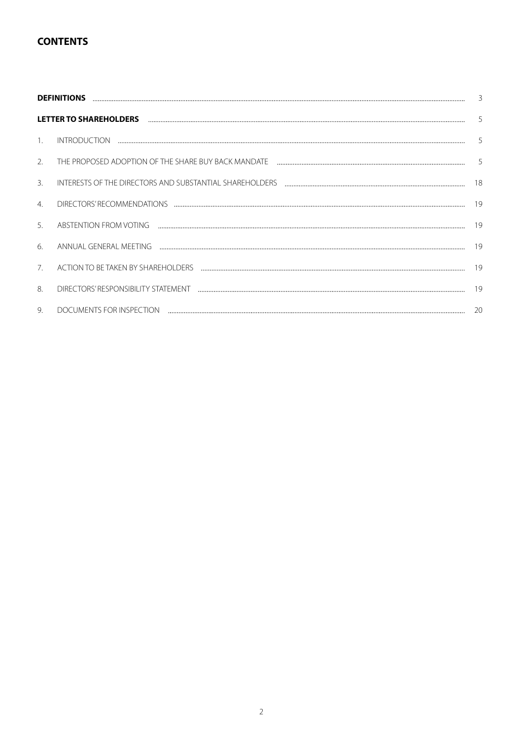## CONTENTS

| | | |
|---|---|---|
| **DEFINITIONS** | | 3 |
| **LETTER TO SHAREHOLDERS** | | 5 |
| 1. | INTRODUCTION | 5 |
| 2. | THE PROPOSED ADOPTION OF THE SHARE BUY BACK MANDATE | 5 |
| 3. | INTERESTS OF THE DIRECTORS AND SUBSTANTIAL SHAREHOLDERS | 18 |
| 4. | DIRECTORS' RECOMMENDATIONS | 19 |
| 5. | ABSTENTION FROM VOTING | 19 |
| 6. | ANNUAL GENERAL MEETING | 19 |
| 7. | ACTION TO BE TAKEN BY SHAREHOLDERS | 19 |
| 8. | DIRECTORS' RESPONSIBILITY STATEMENT | 19 |
| 9. | DOCUMENTS FOR INSPECTION | 20 |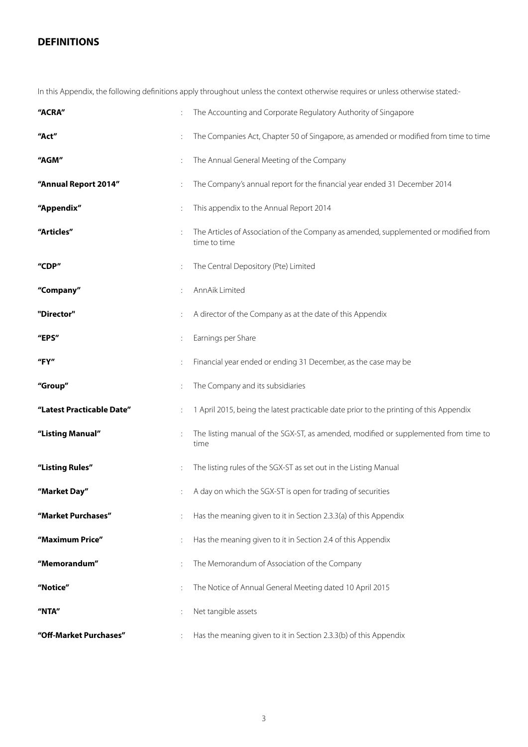## DEFINITIONS

In this Appendix, the following definitions apply throughout unless the context otherwise requires or unless otherwise stated:-

| | | |
|---|---|---|
| **"ACRA"** | : | The Accounting and Corporate Regulatory Authority of Singapore |
| **"Act"** | : | The Companies Act, Chapter 50 of Singapore, as amended or modified from time to time |
| **"AGM"** | : | The Annual General Meeting of the Company |
| **"Annual Report 2014"** | : | The Company's annual report for the financial year ended 31 December 2014 |
| **"Appendix"** | : | This appendix to the Annual Report 2014 |
| **"Articles"** | : | The Articles of Association of the Company as amended, supplemented or modified from time to time |
| **"CDP"** | : | The Central Depository (Pte) Limited |
| **"Company"** | : | AnnAik Limited |
| **"Director"** | : | A director of the Company as at the date of this Appendix |
| **"EPS"** | : | Earnings per Share |
| **"FY"** | : | Financial year ended or ending 31 December, as the case may be |
| **"Group"** | : | The Company and its subsidiaries |
| **"Latest Practicable Date"** | : | 1 April 2015, being the latest practicable date prior to the printing of this Appendix |
| **"Listing Manual"** | : | The listing manual of the SGX-ST, as amended, modified or supplemented from time to time |
| **"Listing Rules"** | : | The listing rules of the SGX-ST as set out in the Listing Manual |
| **"Market Day"** | : | A day on which the SGX-ST is open for trading of securities |
| **"Market Purchases"** | : | Has the meaning given to it in Section 2.3.3(a) of this Appendix |
| **"Maximum Price"** | : | Has the meaning given to it in Section 2.4 of this Appendix |
| **"Memorandum"** | : | The Memorandum of Association of the Company |
| **"Notice"** | : | The Notice of Annual General Meeting dated 10 April 2015 |
| **"NTA"** | : | Net tangible assets |
| **"Off-Market Purchases"** | : | Has the meaning given to it in Section 2.3.3(b) of this Appendix |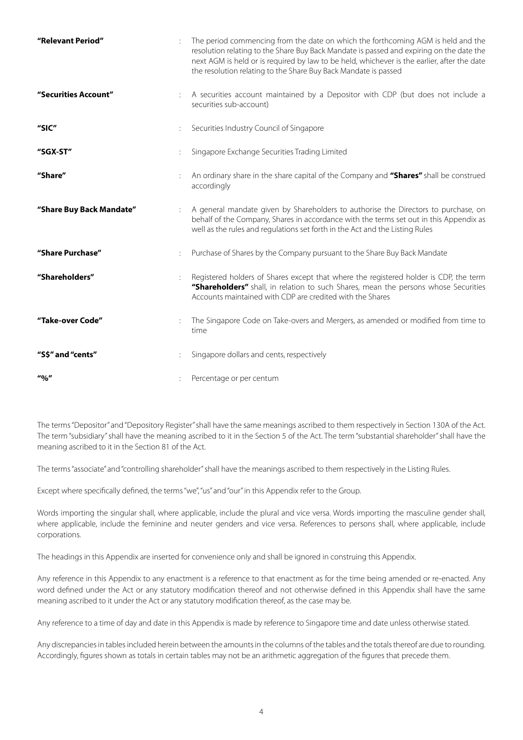| | | |
|---|---|---|
| **"Relevant Period"** | : | The period commencing from the date on which the forthcoming AGM is held and the resolution relating to the Share Buy Back Mandate is passed and expiring on the date the next AGM is held or is required by law to be held, whichever is the earlier, after the date the resolution relating to the Share Buy Back Mandate is passed |
| **"Securities Account"** | : | A securities account maintained by a Depositor with CDP (but does not include a securities sub-account) |
| **"SIC"** | : | Securities Industry Council of Singapore |
| **"SGX-ST"** | : | Singapore Exchange Securities Trading Limited |
| **"Share"** | : | An ordinary share in the share capital of the Company and **"Shares"** shall be construed accordingly |
| **"Share Buy Back Mandate"** | : | A general mandate given by Shareholders to authorise the Directors to purchase, on behalf of the Company, Shares in accordance with the terms set out in this Appendix as well as the rules and regulations set forth in the Act and the Listing Rules |
| **"Share Purchase"** | : | Purchase of Shares by the Company pursuant to the Share Buy Back Mandate |
| **"Shareholders"** | : | Registered holders of Shares except that where the registered holder is CDP, the term **"Shareholders"** shall, in relation to such Shares, mean the persons whose Securities Accounts maintained with CDP are credited with the Shares |
| **"Take-over Code"** | : | The Singapore Code on Take-overs and Mergers, as amended or modified from time to time |
| **"S$" and "cents"** | : | Singapore dollars and cents, respectively |
| **"%"** | : | Percentage or per centum |

The terms "Depositor" and "Depository Register" shall have the same meanings ascribed to them respectively in Section 130A of the Act. The term "subsidiary" shall have the meaning ascribed to it in the Section 5 of the Act. The term "substantial shareholder" shall have the meaning ascribed to it in the Section 81 of the Act.

The terms "associate" and "controlling shareholder" shall have the meanings ascribed to them respectively in the Listing Rules.

Except where specifically defined, the terms "we", "us" and "our" in this Appendix refer to the Group.

Words importing the singular shall, where applicable, include the plural and vice versa. Words importing the masculine gender shall, where applicable, include the feminine and neuter genders and vice versa. References to persons shall, where applicable, include corporations.

The headings in this Appendix are inserted for convenience only and shall be ignored in construing this Appendix.

Any reference in this Appendix to any enactment is a reference to that enactment as for the time being amended or re-enacted. Any word defined under the Act or any statutory modification thereof and not otherwise defined in this Appendix shall have the same meaning ascribed to it under the Act or any statutory modification thereof, as the case may be.

Any reference to a time of day and date in this Appendix is made by reference to Singapore time and date unless otherwise stated.

Any discrepancies in tables included herein between the amounts in the columns of the tables and the totals thereof are due to rounding. Accordingly, figures shown as totals in certain tables may not be an arithmetic aggregation of the figures that precede them.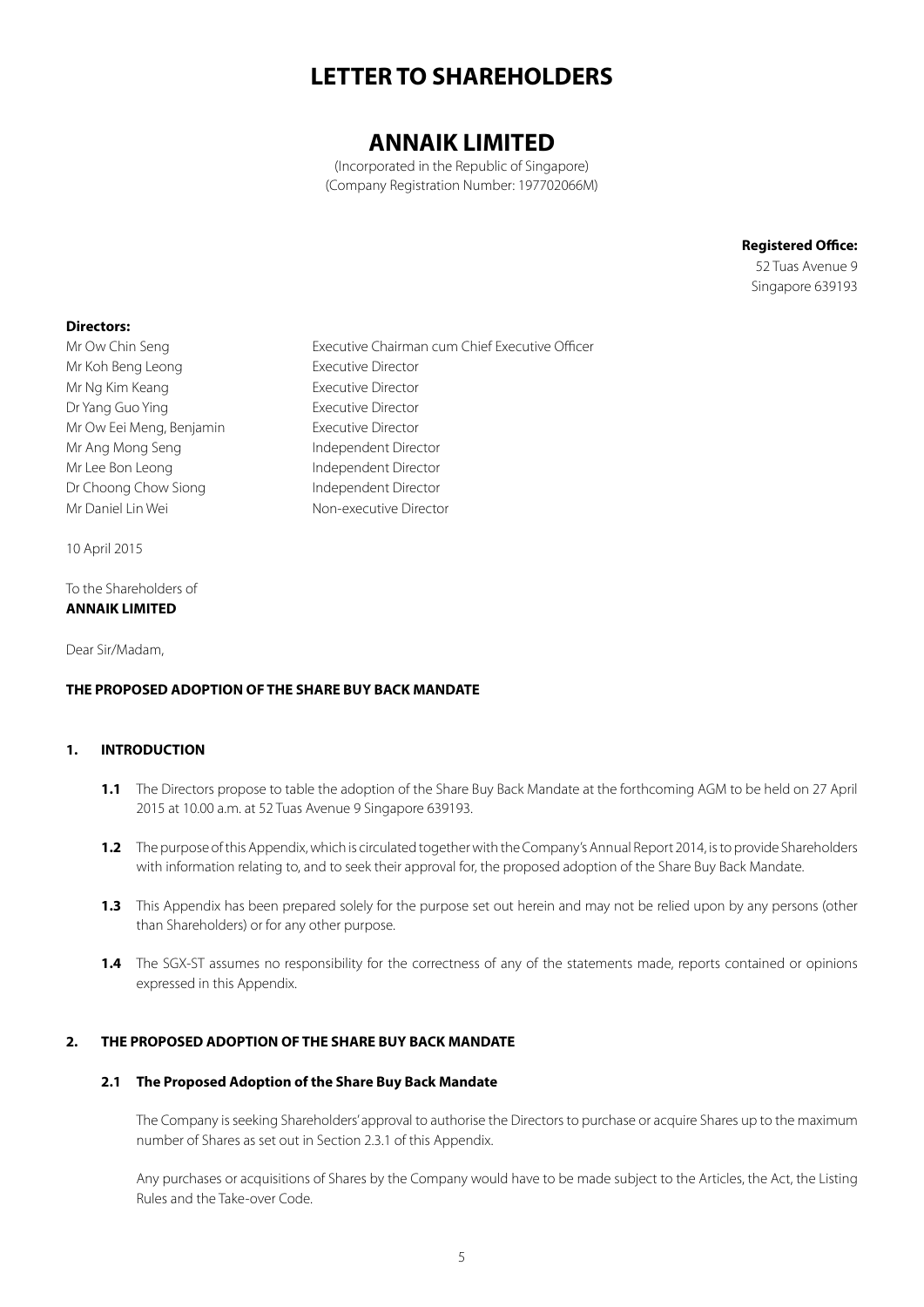# LETTER TO SHAREHOLDERS

# ANNAIK LIMITED

(Incorporated in the Republic of Singapore)
(Company Registration Number: 197702066M)

**Registered Office:**
52 Tuas Avenue 9
Singapore 639193

**Directors:**

| | |
|---|---|
| Mr Ow Chin Seng | Executive Chairman cum Chief Executive Officer |
| Mr Koh Beng Leong | Executive Director |
| Mr Ng Kim Keang | Executive Director |
| Dr Yang Guo Ying | Executive Director |
| Mr Ow Eei Meng, Benjamin | Executive Director |
| Mr Ang Mong Seng | Independent Director |
| Mr Lee Bon Leong | Independent Director |
| Dr Choong Chow Siong | Independent Director |
| Mr Daniel Lin Wei | Non-executive Director |

10 April 2015

To the Shareholders of
**ANNAIK LIMITED**

Dear Sir/Madam,

**THE PROPOSED ADOPTION OF THE SHARE BUY BACK MANDATE**

## 1. INTRODUCTION

**1.1** The Directors propose to table the adoption of the Share Buy Back Mandate at the forthcoming AGM to be held on 27 April 2015 at 10.00 a.m. at 52 Tuas Avenue 9 Singapore 639193.

**1.2** The purpose of this Appendix, which is circulated together with the Company's Annual Report 2014, is to provide Shareholders with information relating to, and to seek their approval for, the proposed adoption of the Share Buy Back Mandate.

**1.3** This Appendix has been prepared solely for the purpose set out herein and may not be relied upon by any persons (other than Shareholders) or for any other purpose.

**1.4** The SGX-ST assumes no responsibility for the correctness of any of the statements made, reports contained or opinions expressed in this Appendix.

## 2. THE PROPOSED ADOPTION OF THE SHARE BUY BACK MANDATE

### 2.1 The Proposed Adoption of the Share Buy Back Mandate

The Company is seeking Shareholders' approval to authorise the Directors to purchase or acquire Shares up to the maximum number of Shares as set out in Section 2.3.1 of this Appendix.

Any purchases or acquisitions of Shares by the Company would have to be made subject to the Articles, the Act, the Listing Rules and the Take-over Code.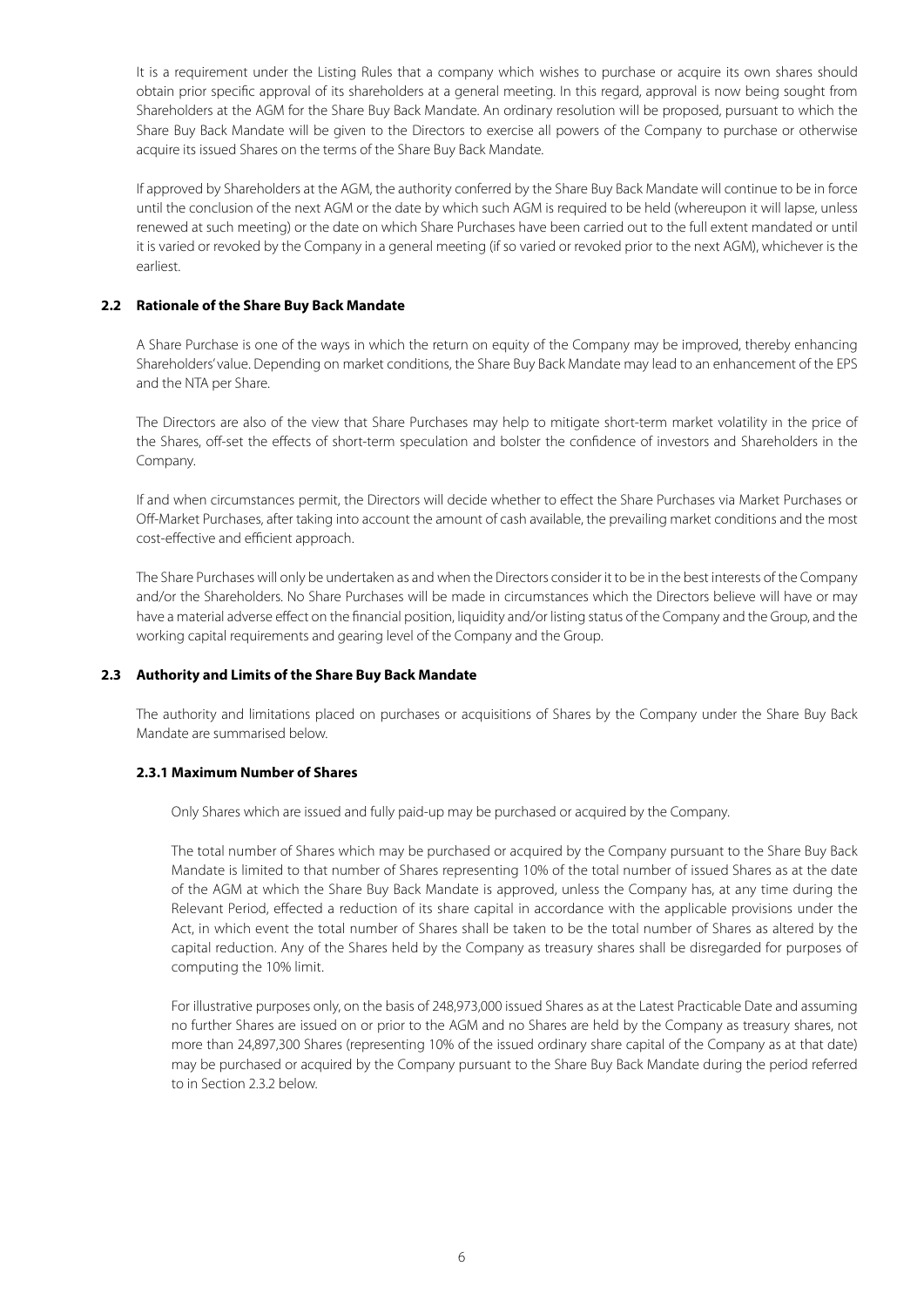It is a requirement under the Listing Rules that a company which wishes to purchase or acquire its own shares should obtain prior specific approval of its shareholders at a general meeting. In this regard, approval is now being sought from Shareholders at the AGM for the Share Buy Back Mandate. An ordinary resolution will be proposed, pursuant to which the Share Buy Back Mandate will be given to the Directors to exercise all powers of the Company to purchase or otherwise acquire its issued Shares on the terms of the Share Buy Back Mandate.

If approved by Shareholders at the AGM, the authority conferred by the Share Buy Back Mandate will continue to be in force until the conclusion of the next AGM or the date by which such AGM is required to be held (whereupon it will lapse, unless renewed at such meeting) or the date on which Share Purchases have been carried out to the full extent mandated or until it is varied or revoked by the Company in a general meeting (if so varied or revoked prior to the next AGM), whichever is the earliest.

### 2.2 Rationale of the Share Buy Back Mandate

A Share Purchase is one of the ways in which the return on equity of the Company may be improved, thereby enhancing Shareholders' value. Depending on market conditions, the Share Buy Back Mandate may lead to an enhancement of the EPS and the NTA per Share.

The Directors are also of the view that Share Purchases may help to mitigate short-term market volatility in the price of the Shares, off-set the effects of short-term speculation and bolster the confidence of investors and Shareholders in the Company.

If and when circumstances permit, the Directors will decide whether to effect the Share Purchases via Market Purchases or Off-Market Purchases, after taking into account the amount of cash available, the prevailing market conditions and the most cost-effective and efficient approach.

The Share Purchases will only be undertaken as and when the Directors consider it to be in the best interests of the Company and/or the Shareholders. No Share Purchases will be made in circumstances which the Directors believe will have or may have a material adverse effect on the financial position, liquidity and/or listing status of the Company and the Group, and the working capital requirements and gearing level of the Company and the Group.

### 2.3 Authority and Limits of the Share Buy Back Mandate

The authority and limitations placed on purchases or acquisitions of Shares by the Company under the Share Buy Back Mandate are summarised below.

#### 2.3.1 Maximum Number of Shares

Only Shares which are issued and fully paid-up may be purchased or acquired by the Company.

The total number of Shares which may be purchased or acquired by the Company pursuant to the Share Buy Back Mandate is limited to that number of Shares representing 10% of the total number of issued Shares as at the date of the AGM at which the Share Buy Back Mandate is approved, unless the Company has, at any time during the Relevant Period, effected a reduction of its share capital in accordance with the applicable provisions under the Act, in which event the total number of Shares shall be taken to be the total number of Shares as altered by the capital reduction. Any of the Shares held by the Company as treasury shares shall be disregarded for purposes of computing the 10% limit.

For illustrative purposes only, on the basis of 248,973,000 issued Shares as at the Latest Practicable Date and assuming no further Shares are issued on or prior to the AGM and no Shares are held by the Company as treasury shares, not more than 24,897,300 Shares (representing 10% of the issued ordinary share capital of the Company as at that date) may be purchased or acquired by the Company pursuant to the Share Buy Back Mandate during the period referred to in Section 2.3.2 below.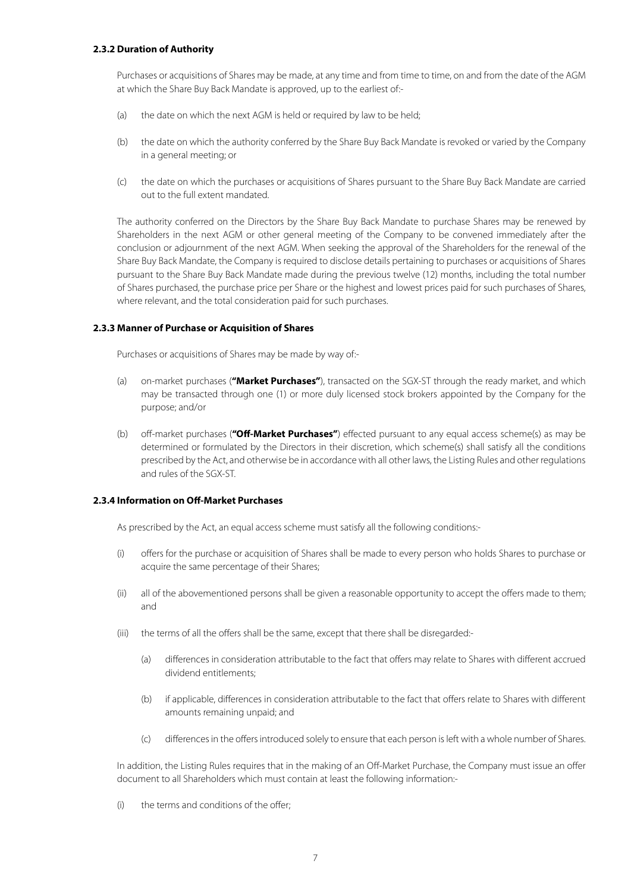#### 2.3.2 Duration of Authority

Purchases or acquisitions of Shares may be made, at any time and from time to time, on and from the date of the AGM at which the Share Buy Back Mandate is approved, up to the earliest of:-

(a) the date on which the next AGM is held or required by law to be held;

(b) the date on which the authority conferred by the Share Buy Back Mandate is revoked or varied by the Company in a general meeting; or

(c) the date on which the purchases or acquisitions of Shares pursuant to the Share Buy Back Mandate are carried out to the full extent mandated.

The authority conferred on the Directors by the Share Buy Back Mandate to purchase Shares may be renewed by Shareholders in the next AGM or other general meeting of the Company to be convened immediately after the conclusion or adjournment of the next AGM. When seeking the approval of the Shareholders for the renewal of the Share Buy Back Mandate, the Company is required to disclose details pertaining to purchases or acquisitions of Shares pursuant to the Share Buy Back Mandate made during the previous twelve (12) months, including the total number of Shares purchased, the purchase price per Share or the highest and lowest prices paid for such purchases of Shares, where relevant, and the total consideration paid for such purchases.

#### 2.3.3 Manner of Purchase or Acquisition of Shares

Purchases or acquisitions of Shares may be made by way of:-

(a) on-market purchases (**"Market Purchases"**), transacted on the SGX-ST through the ready market, and which may be transacted through one (1) or more duly licensed stock brokers appointed by the Company for the purpose; and/or

(b) off-market purchases (**"Off-Market Purchases"**) effected pursuant to any equal access scheme(s) as may be determined or formulated by the Directors in their discretion, which scheme(s) shall satisfy all the conditions prescribed by the Act, and otherwise be in accordance with all other laws, the Listing Rules and other regulations and rules of the SGX-ST.

#### 2.3.4 Information on Off-Market Purchases

As prescribed by the Act, an equal access scheme must satisfy all the following conditions:-

(i) offers for the purchase or acquisition of Shares shall be made to every person who holds Shares to purchase or acquire the same percentage of their Shares;

(ii) all of the abovementioned persons shall be given a reasonable opportunity to accept the offers made to them; and

(iii) the terms of all the offers shall be the same, except that there shall be disregarded:-

    (a) differences in consideration attributable to the fact that offers may relate to Shares with different accrued dividend entitlements;

    (b) if applicable, differences in consideration attributable to the fact that offers relate to Shares with different amounts remaining unpaid; and

    (c) differences in the offers introduced solely to ensure that each person is left with a whole number of Shares.

In addition, the Listing Rules requires that in the making of an Off-Market Purchase, the Company must issue an offer document to all Shareholders which must contain at least the following information:-

(i) the terms and conditions of the offer;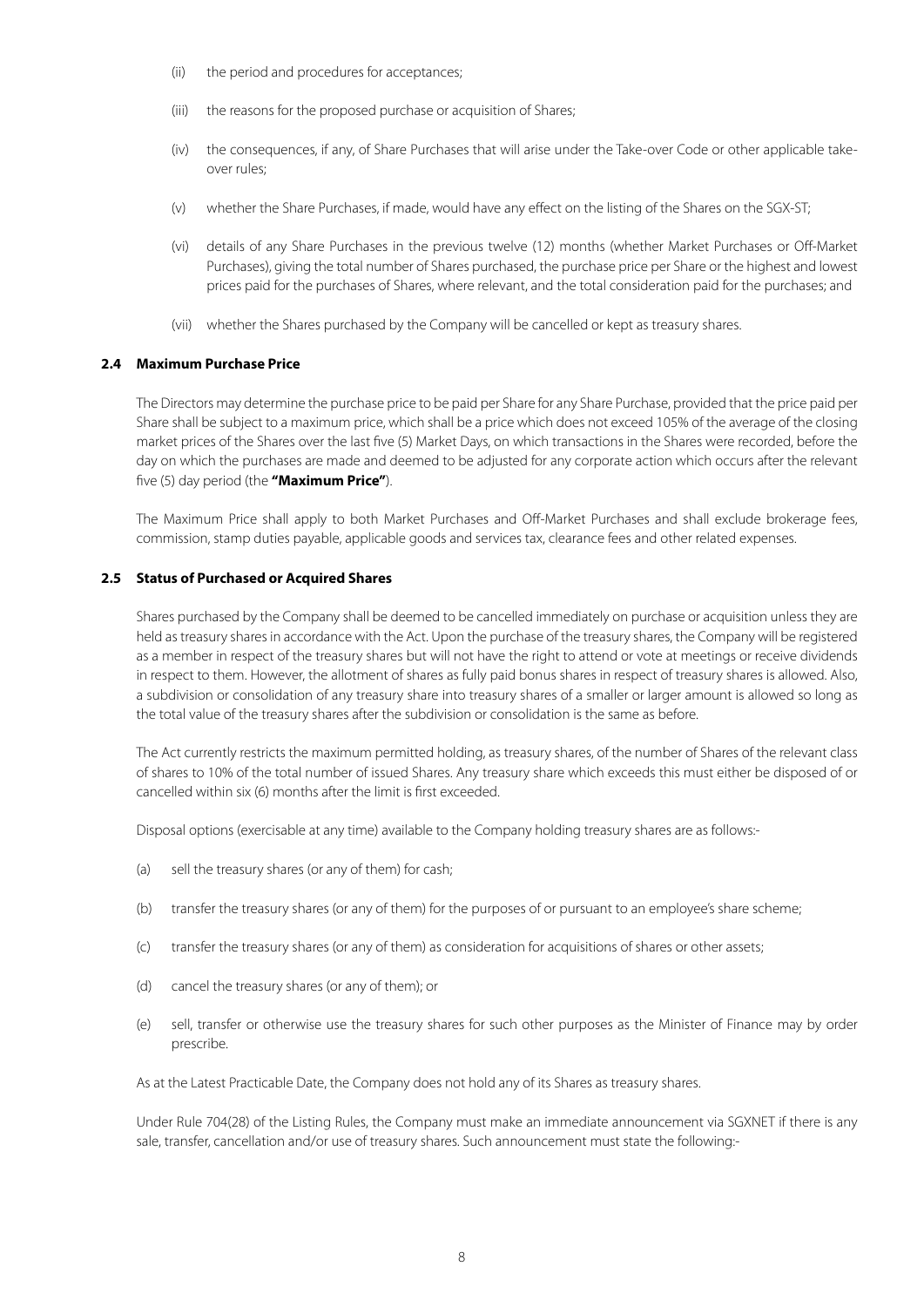(ii) the period and procedures for acceptances;

(iii) the reasons for the proposed purchase or acquisition of Shares;

(iv) the consequences, if any, of Share Purchases that will arise under the Take-over Code or other applicable take-over rules;

(v) whether the Share Purchases, if made, would have any effect on the listing of the Shares on the SGX-ST;

(vi) details of any Share Purchases in the previous twelve (12) months (whether Market Purchases or Off-Market Purchases), giving the total number of Shares purchased, the purchase price per Share or the highest and lowest prices paid for the purchases of Shares, where relevant, and the total consideration paid for the purchases; and

(vii) whether the Shares purchased by the Company will be cancelled or kept as treasury shares.

### 2.4 Maximum Purchase Price

The Directors may determine the purchase price to be paid per Share for any Share Purchase, provided that the price paid per Share shall be subject to a maximum price, which shall be a price which does not exceed 105% of the average of the closing market prices of the Shares over the last five (5) Market Days, on which transactions in the Shares were recorded, before the day on which the purchases are made and deemed to be adjusted for any corporate action which occurs after the relevant five (5) day period (the **"Maximum Price"**).

The Maximum Price shall apply to both Market Purchases and Off-Market Purchases and shall exclude brokerage fees, commission, stamp duties payable, applicable goods and services tax, clearance fees and other related expenses.

### 2.5 Status of Purchased or Acquired Shares

Shares purchased by the Company shall be deemed to be cancelled immediately on purchase or acquisition unless they are held as treasury shares in accordance with the Act. Upon the purchase of the treasury shares, the Company will be registered as a member in respect of the treasury shares but will not have the right to attend or vote at meetings or receive dividends in respect to them. However, the allotment of shares as fully paid bonus shares in respect of treasury shares is allowed. Also, a subdivision or consolidation of any treasury share into treasury shares of a smaller or larger amount is allowed so long as the total value of the treasury shares after the subdivision or consolidation is the same as before.

The Act currently restricts the maximum permitted holding, as treasury shares, of the number of Shares of the relevant class of shares to 10% of the total number of issued Shares. Any treasury share which exceeds this must either be disposed of or cancelled within six (6) months after the limit is first exceeded.

Disposal options (exercisable at any time) available to the Company holding treasury shares are as follows:-

(a) sell the treasury shares (or any of them) for cash;

(b) transfer the treasury shares (or any of them) for the purposes of or pursuant to an employee's share scheme;

(c) transfer the treasury shares (or any of them) as consideration for acquisitions of shares or other assets;

(d) cancel the treasury shares (or any of them); or

(e) sell, transfer or otherwise use the treasury shares for such other purposes as the Minister of Finance may by order prescribe.

As at the Latest Practicable Date, the Company does not hold any of its Shares as treasury shares.

Under Rule 704(28) of the Listing Rules, the Company must make an immediate announcement via SGXNET if there is any sale, transfer, cancellation and/or use of treasury shares. Such announcement must state the following:-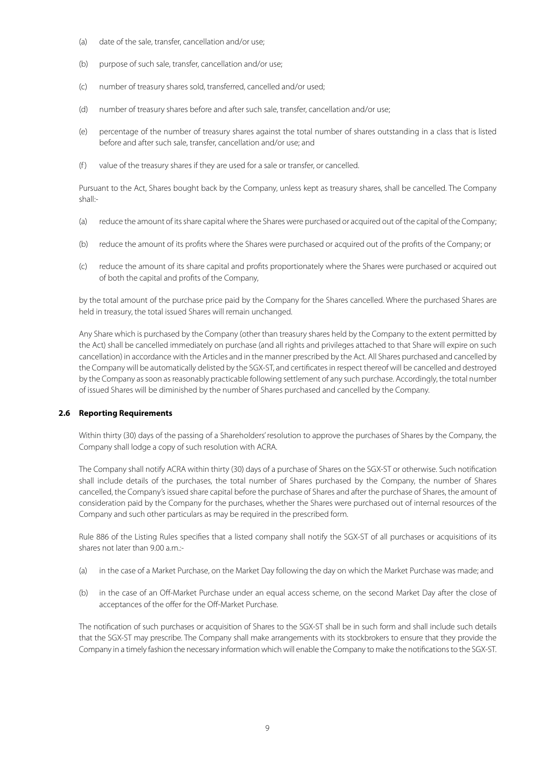(a) date of the sale, transfer, cancellation and/or use;

(b) purpose of such sale, transfer, cancellation and/or use;

(c) number of treasury shares sold, transferred, cancelled and/or used;

(d) number of treasury shares before and after such sale, transfer, cancellation and/or use;

(e) percentage of the number of treasury shares against the total number of shares outstanding in a class that is listed before and after such sale, transfer, cancellation and/or use; and

(f) value of the treasury shares if they are used for a sale or transfer, or cancelled.

Pursuant to the Act, Shares bought back by the Company, unless kept as treasury shares, shall be cancelled. The Company shall:-

(a) reduce the amount of its share capital where the Shares were purchased or acquired out of the capital of the Company;

(b) reduce the amount of its profits where the Shares were purchased or acquired out of the profits of the Company; or

(c) reduce the amount of its share capital and profits proportionately where the Shares were purchased or acquired out of both the capital and profits of the Company,

by the total amount of the purchase price paid by the Company for the Shares cancelled. Where the purchased Shares are held in treasury, the total issued Shares will remain unchanged.

Any Share which is purchased by the Company (other than treasury shares held by the Company to the extent permitted by the Act) shall be cancelled immediately on purchase (and all rights and privileges attached to that Share will expire on such cancellation) in accordance with the Articles and in the manner prescribed by the Act. All Shares purchased and cancelled by the Company will be automatically delisted by the SGX-ST, and certificates in respect thereof will be cancelled and destroyed by the Company as soon as reasonably practicable following settlement of any such purchase. Accordingly, the total number of issued Shares will be diminished by the number of Shares purchased and cancelled by the Company.

### 2.6 Reporting Requirements

Within thirty (30) days of the passing of a Shareholders' resolution to approve the purchases of Shares by the Company, the Company shall lodge a copy of such resolution with ACRA.

The Company shall notify ACRA within thirty (30) days of a purchase of Shares on the SGX-ST or otherwise. Such notification shall include details of the purchases, the total number of Shares purchased by the Company, the number of Shares cancelled, the Company's issued share capital before the purchase of Shares and after the purchase of Shares, the amount of consideration paid by the Company for the purchases, whether the Shares were purchased out of internal resources of the Company and such other particulars as may be required in the prescribed form.

Rule 886 of the Listing Rules specifies that a listed company shall notify the SGX-ST of all purchases or acquisitions of its shares not later than 9.00 a.m.:-

(a) in the case of a Market Purchase, on the Market Day following the day on which the Market Purchase was made; and

(b) in the case of an Off-Market Purchase under an equal access scheme, on the second Market Day after the close of acceptances of the offer for the Off-Market Purchase.

The notification of such purchases or acquisition of Shares to the SGX-ST shall be in such form and shall include such details that the SGX-ST may prescribe. The Company shall make arrangements with its stockbrokers to ensure that they provide the Company in a timely fashion the necessary information which will enable the Company to make the notifications to the SGX-ST.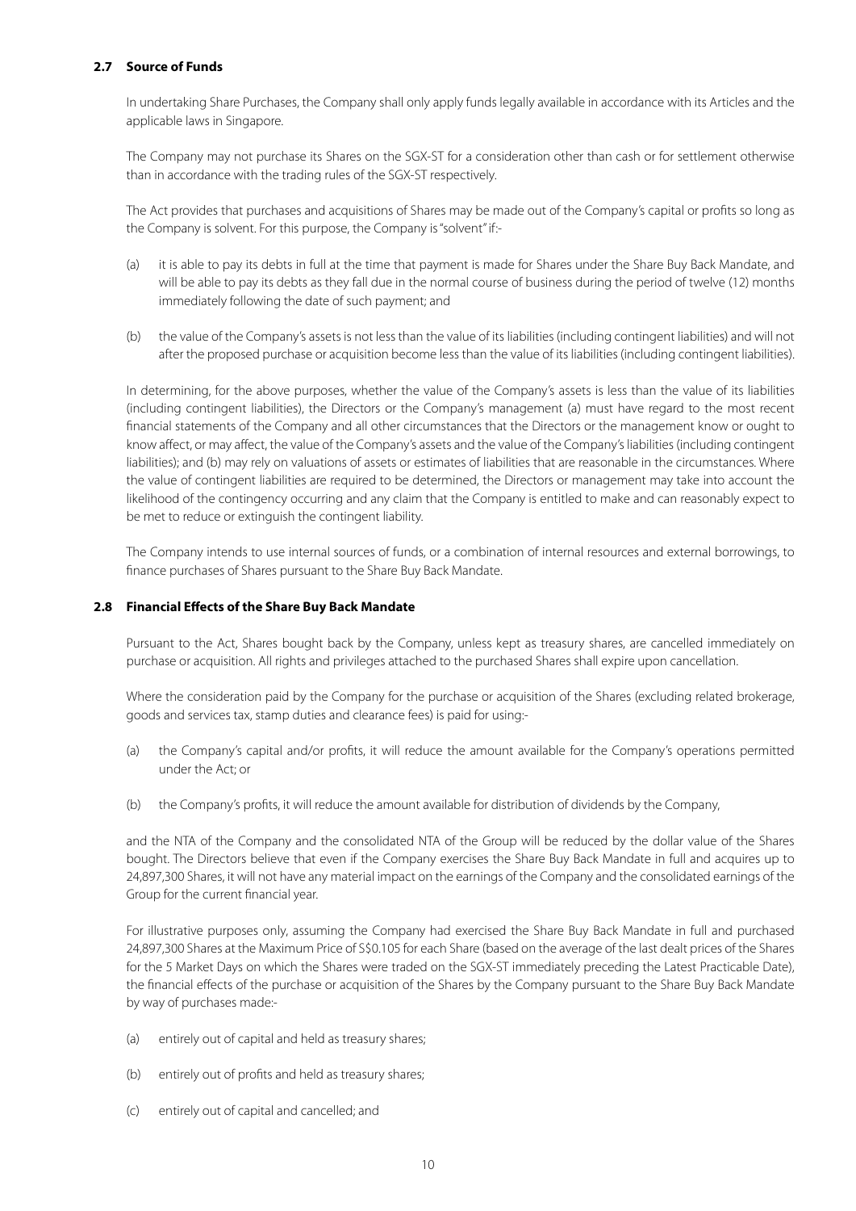### 2.7 Source of Funds

In undertaking Share Purchases, the Company shall only apply funds legally available in accordance with its Articles and the applicable laws in Singapore.

The Company may not purchase its Shares on the SGX-ST for a consideration other than cash or for settlement otherwise than in accordance with the trading rules of the SGX-ST respectively.

The Act provides that purchases and acquisitions of Shares may be made out of the Company's capital or profits so long as the Company is solvent. For this purpose, the Company is "solvent" if:-

(a) it is able to pay its debts in full at the time that payment is made for Shares under the Share Buy Back Mandate, and will be able to pay its debts as they fall due in the normal course of business during the period of twelve (12) months immediately following the date of such payment; and

(b) the value of the Company's assets is not less than the value of its liabilities (including contingent liabilities) and will not after the proposed purchase or acquisition become less than the value of its liabilities (including contingent liabilities).

In determining, for the above purposes, whether the value of the Company's assets is less than the value of its liabilities (including contingent liabilities), the Directors or the Company's management (a) must have regard to the most recent financial statements of the Company and all other circumstances that the Directors or the management know or ought to know affect, or may affect, the value of the Company's assets and the value of the Company's liabilities (including contingent liabilities); and (b) may rely on valuations of assets or estimates of liabilities that are reasonable in the circumstances. Where the value of contingent liabilities are required to be determined, the Directors or management may take into account the likelihood of the contingency occurring and any claim that the Company is entitled to make and can reasonably expect to be met to reduce or extinguish the contingent liability.

The Company intends to use internal sources of funds, or a combination of internal resources and external borrowings, to finance purchases of Shares pursuant to the Share Buy Back Mandate.

### 2.8 Financial Effects of the Share Buy Back Mandate

Pursuant to the Act, Shares bought back by the Company, unless kept as treasury shares, are cancelled immediately on purchase or acquisition. All rights and privileges attached to the purchased Shares shall expire upon cancellation.

Where the consideration paid by the Company for the purchase or acquisition of the Shares (excluding related brokerage, goods and services tax, stamp duties and clearance fees) is paid for using:-

(a) the Company's capital and/or profits, it will reduce the amount available for the Company's operations permitted under the Act; or

(b) the Company's profits, it will reduce the amount available for distribution of dividends by the Company,

and the NTA of the Company and the consolidated NTA of the Group will be reduced by the dollar value of the Shares bought. The Directors believe that even if the Company exercises the Share Buy Back Mandate in full and acquires up to 24,897,300 Shares, it will not have any material impact on the earnings of the Company and the consolidated earnings of the Group for the current financial year.

For illustrative purposes only, assuming the Company had exercised the Share Buy Back Mandate in full and purchased 24,897,300 Shares at the Maximum Price of S$0.105 for each Share (based on the average of the last dealt prices of the Shares for the 5 Market Days on which the Shares were traded on the SGX-ST immediately preceding the Latest Practicable Date), the financial effects of the purchase or acquisition of the Shares by the Company pursuant to the Share Buy Back Mandate by way of purchases made:-

(a) entirely out of capital and held as treasury shares;

(b) entirely out of profits and held as treasury shares;

(c) entirely out of capital and cancelled; and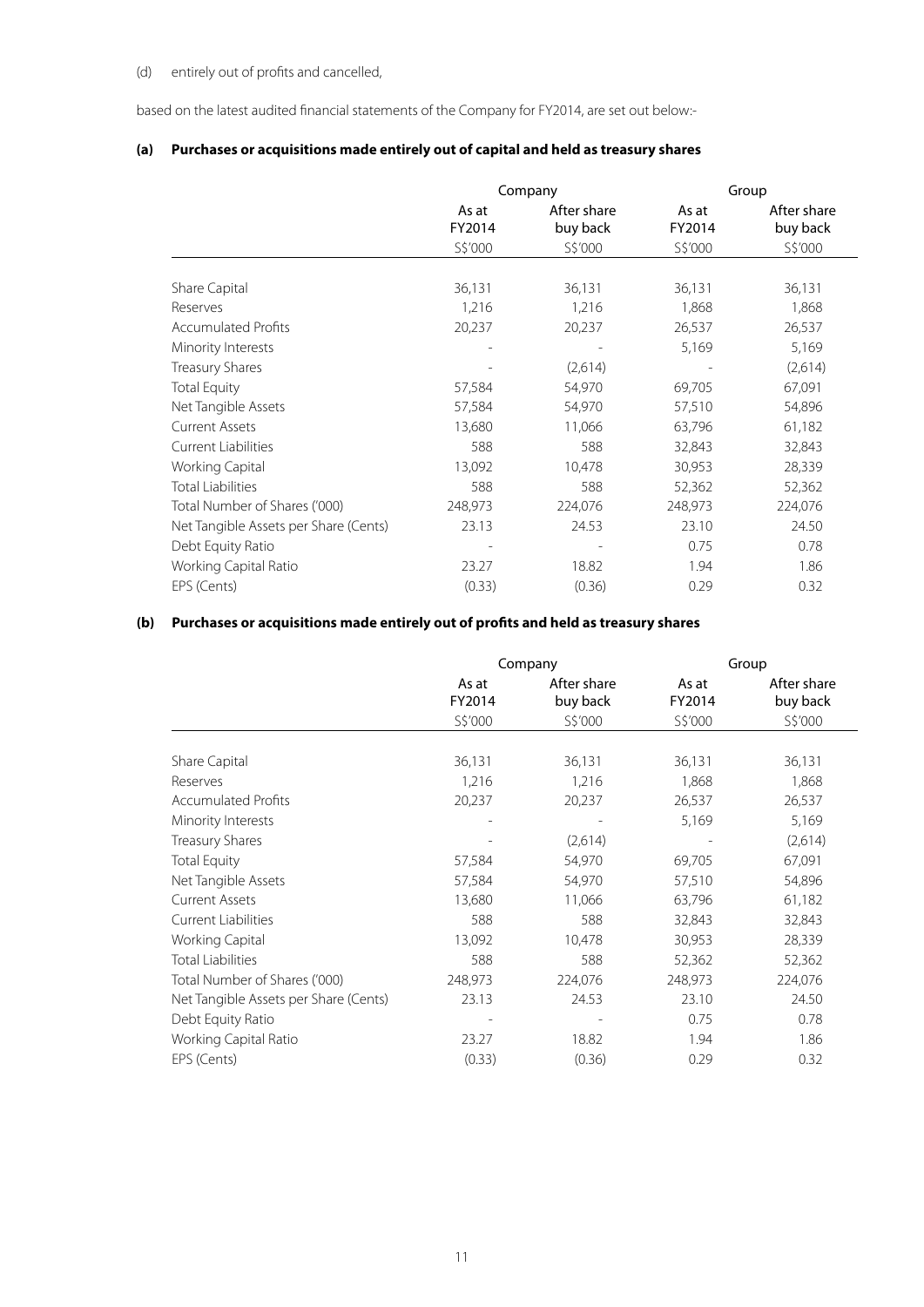(d) entirely out of profits and cancelled,

based on the latest audited financial statements of the Company for FY2014, are set out below:-

**(a) Purchases or acquisitions made entirely out of capital and held as treasury shares**

| | Company | | Group | |
|---|---|---|---|---|
| | As at FY2014 | After share buy back | As at FY2014 | After share buy back |
| | S$'000 | S$'000 | S$'000 | S$'000 |
| Share Capital | 36,131 | 36,131 | 36,131 | 36,131 |
| Reserves | 1,216 | 1,216 | 1,868 | 1,868 |
| Accumulated Profits | 20,237 | 20,237 | 26,537 | 26,537 |
| Minority Interests | - | - | 5,169 | 5,169 |
| Treasury Shares | - | (2,614) | - | (2,614) |
| Total Equity | 57,584 | 54,970 | 69,705 | 67,091 |
| Net Tangible Assets | 57,584 | 54,970 | 57,510 | 54,896 |
| Current Assets | 13,680 | 11,066 | 63,796 | 61,182 |
| Current Liabilities | 588 | 588 | 32,843 | 32,843 |
| Working Capital | 13,092 | 10,478 | 30,953 | 28,339 |
| Total Liabilities | 588 | 588 | 52,362 | 52,362 |
| Total Number of Shares ('000) | 248,973 | 224,076 | 248,973 | 224,076 |
| Net Tangible Assets per Share (Cents) | 23.13 | 24.53 | 23.10 | 24.50 |
| Debt Equity Ratio | - | - | 0.75 | 0.78 |
| Working Capital Ratio | 23.27 | 18.82 | 1.94 | 1.86 |
| EPS (Cents) | (0.33) | (0.36) | 0.29 | 0.32 |

**(b) Purchases or acquisitions made entirely out of profits and held as treasury shares**

| | Company | | Group | |
|---|---|---|---|---|
| | As at FY2014 | After share buy back | As at FY2014 | After share buy back |
| | S$'000 | S$'000 | S$'000 | S$'000 |
| Share Capital | 36,131 | 36,131 | 36,131 | 36,131 |
| Reserves | 1,216 | 1,216 | 1,868 | 1,868 |
| Accumulated Profits | 20,237 | 20,237 | 26,537 | 26,537 |
| Minority Interests | - | - | 5,169 | 5,169 |
| Treasury Shares | - | (2,614) | - | (2,614) |
| Total Equity | 57,584 | 54,970 | 69,705 | 67,091 |
| Net Tangible Assets | 57,584 | 54,970 | 57,510 | 54,896 |
| Current Assets | 13,680 | 11,066 | 63,796 | 61,182 |
| Current Liabilities | 588 | 588 | 32,843 | 32,843 |
| Working Capital | 13,092 | 10,478 | 30,953 | 28,339 |
| Total Liabilities | 588 | 588 | 52,362 | 52,362 |
| Total Number of Shares ('000) | 248,973 | 224,076 | 248,973 | 224,076 |
| Net Tangible Assets per Share (Cents) | 23.13 | 24.53 | 23.10 | 24.50 |
| Debt Equity Ratio | - | - | 0.75 | 0.78 |
| Working Capital Ratio | 23.27 | 18.82 | 1.94 | 1.86 |
| EPS (Cents) | (0.33) | (0.36) | 0.29 | 0.32 |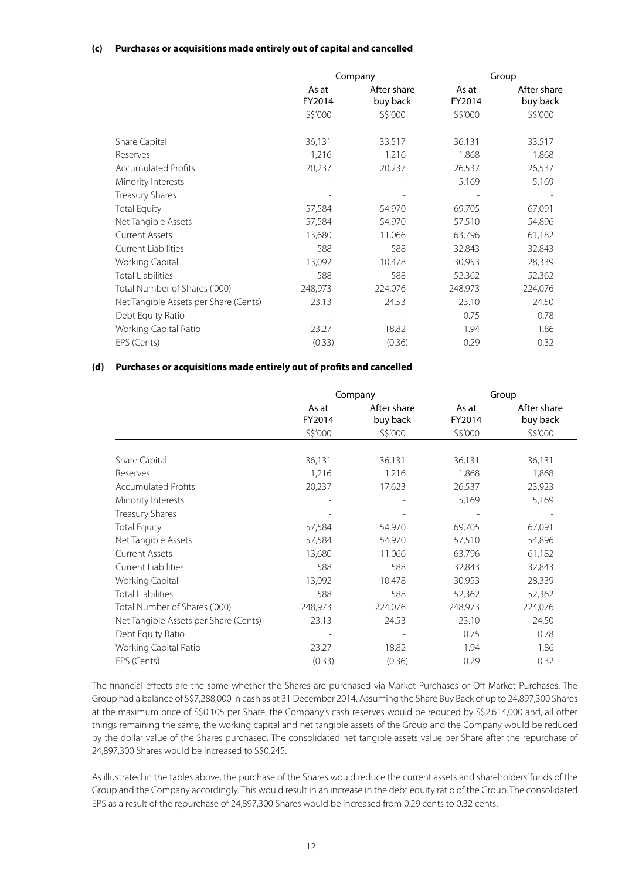**(c) Purchases or acquisitions made entirely out of capital and cancelled**

| | Company | | Group | |
|---|---|---|---|---|
| | As at FY2014 | After share buy back | As at FY2014 | After share buy back |
| | S$'000 | S$'000 | S$'000 | S$'000 |
| Share Capital | 36,131 | 33,517 | 36,131 | 33,517 |
| Reserves | 1,216 | 1,216 | 1,868 | 1,868 |
| Accumulated Profits | 20,237 | 20,237 | 26,537 | 26,537 |
| Minority Interests | - | - | 5,169 | 5,169 |
| Treasury Shares | - | - | - | - |
| Total Equity | 57,584 | 54,970 | 69,705 | 67,091 |
| Net Tangible Assets | 57,584 | 54,970 | 57,510 | 54,896 |
| Current Assets | 13,680 | 11,066 | 63,796 | 61,182 |
| Current Liabilities | 588 | 588 | 32,843 | 32,843 |
| Working Capital | 13,092 | 10,478 | 30,953 | 28,339 |
| Total Liabilities | 588 | 588 | 52,362 | 52,362 |
| Total Number of Shares ('000) | 248,973 | 224,076 | 248,973 | 224,076 |
| Net Tangible Assets per Share (Cents) | 23.13 | 24.53 | 23.10 | 24.50 |
| Debt Equity Ratio | - | - | 0.75 | 0.78 |
| Working Capital Ratio | 23.27 | 18.82 | 1.94 | 1.86 |
| EPS (Cents) | (0.33) | (0.36) | 0.29 | 0.32 |

**(d) Purchases or acquisitions made entirely out of profits and cancelled**

| | Company | | Group | |
|---|---|---|---|---|
| | As at FY2014 | After share buy back | As at FY2014 | After share buy back |
| | S$'000 | S$'000 | S$'000 | S$'000 |
| Share Capital | 36,131 | 36,131 | 36,131 | 36,131 |
| Reserves | 1,216 | 1,216 | 1,868 | 1,868 |
| Accumulated Profits | 20,237 | 17,623 | 26,537 | 23,923 |
| Minority Interests | - | - | 5,169 | 5,169 |
| Treasury Shares | - | - | - | - |
| Total Equity | 57,584 | 54,970 | 69,705 | 67,091 |
| Net Tangible Assets | 57,584 | 54,970 | 57,510 | 54,896 |
| Current Assets | 13,680 | 11,066 | 63,796 | 61,182 |
| Current Liabilities | 588 | 588 | 32,843 | 32,843 |
| Working Capital | 13,092 | 10,478 | 30,953 | 28,339 |
| Total Liabilities | 588 | 588 | 52,362 | 52,362 |
| Total Number of Shares ('000) | 248,973 | 224,076 | 248,973 | 224,076 |
| Net Tangible Assets per Share (Cents) | 23.13 | 24.53 | 23.10 | 24.50 |
| Debt Equity Ratio | - | - | 0.75 | 0.78 |
| Working Capital Ratio | 23.27 | 18.82 | 1.94 | 1.86 |
| EPS (Cents) | (0.33) | (0.36) | 0.29 | 0.32 |

The financial effects are the same whether the Shares are purchased via Market Purchases or Off-Market Purchases. The Group had a balance of S$7,288,000 in cash as at 31 December 2014. Assuming the Share Buy Back of up to 24,897,300 Shares at the maximum price of S$0.105 per Share, the Company's cash reserves would be reduced by S$2,614,000 and, all other things remaining the same, the working capital and net tangible assets of the Group and the Company would be reduced by the dollar value of the Shares purchased. The consolidated net tangible assets value per Share after the repurchase of 24,897,300 Shares would be increased to S$0.245.

As illustrated in the tables above, the purchase of the Shares would reduce the current assets and shareholders' funds of the Group and the Company accordingly. This would result in an increase in the debt equity ratio of the Group. The consolidated EPS as a result of the repurchase of 24,897,300 Shares would be increased from 0.29 cents to 0.32 cents.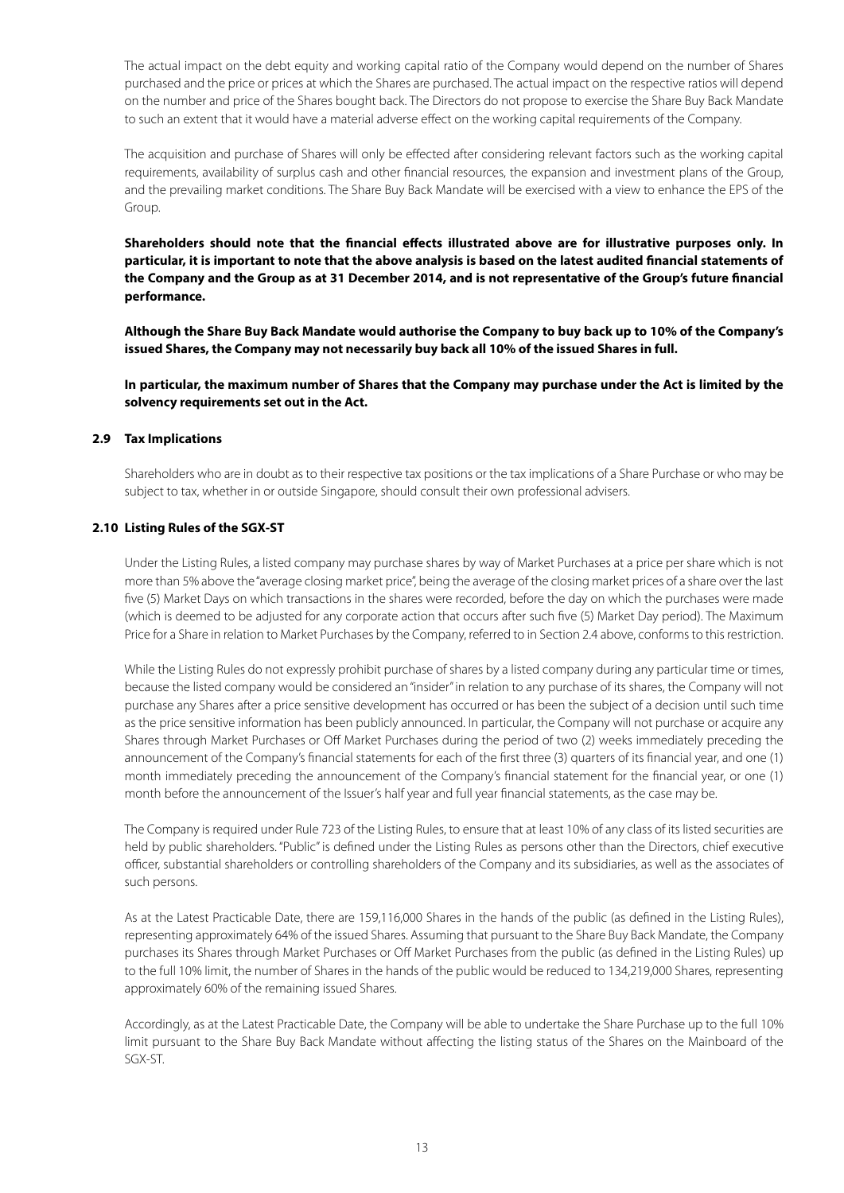The actual impact on the debt equity and working capital ratio of the Company would depend on the number of Shares purchased and the price or prices at which the Shares are purchased. The actual impact on the respective ratios will depend on the number and price of the Shares bought back. The Directors do not propose to exercise the Share Buy Back Mandate to such an extent that it would have a material adverse effect on the working capital requirements of the Company.

The acquisition and purchase of Shares will only be effected after considering relevant factors such as the working capital requirements, availability of surplus cash and other financial resources, the expansion and investment plans of the Group, and the prevailing market conditions. The Share Buy Back Mandate will be exercised with a view to enhance the EPS of the Group.

**Shareholders should note that the financial effects illustrated above are for illustrative purposes only. In particular, it is important to note that the above analysis is based on the latest audited financial statements of the Company and the Group as at 31 December 2014, and is not representative of the Group's future financial performance.**

**Although the Share Buy Back Mandate would authorise the Company to buy back up to 10% of the Company's issued Shares, the Company may not necessarily buy back all 10% of the issued Shares in full.**

**In particular, the maximum number of Shares that the Company may purchase under the Act is limited by the solvency requirements set out in the Act.**

### 2.9 Tax Implications

Shareholders who are in doubt as to their respective tax positions or the tax implications of a Share Purchase or who may be subject to tax, whether in or outside Singapore, should consult their own professional advisers.

### 2.10 Listing Rules of the SGX-ST

Under the Listing Rules, a listed company may purchase shares by way of Market Purchases at a price per share which is not more than 5% above the "average closing market price", being the average of the closing market prices of a share over the last five (5) Market Days on which transactions in the shares were recorded, before the day on which the purchases were made (which is deemed to be adjusted for any corporate action that occurs after such five (5) Market Day period). The Maximum Price for a Share in relation to Market Purchases by the Company, referred to in Section 2.4 above, conforms to this restriction.

While the Listing Rules do not expressly prohibit purchase of shares by a listed company during any particular time or times, because the listed company would be considered an "insider" in relation to any purchase of its shares, the Company will not purchase any Shares after a price sensitive development has occurred or has been the subject of a decision until such time as the price sensitive information has been publicly announced. In particular, the Company will not purchase or acquire any Shares through Market Purchases or Off Market Purchases during the period of two (2) weeks immediately preceding the announcement of the Company's financial statements for each of the first three (3) quarters of its financial year, and one (1) month immediately preceding the announcement of the Company's financial statement for the financial year, or one (1) month before the announcement of the Issuer's half year and full year financial statements, as the case may be.

The Company is required under Rule 723 of the Listing Rules, to ensure that at least 10% of any class of its listed securities are held by public shareholders. "Public" is defined under the Listing Rules as persons other than the Directors, chief executive officer, substantial shareholders or controlling shareholders of the Company and its subsidiaries, as well as the associates of such persons.

As at the Latest Practicable Date, there are 159,116,000 Shares in the hands of the public (as defined in the Listing Rules), representing approximately 64% of the issued Shares. Assuming that pursuant to the Share Buy Back Mandate, the Company purchases its Shares through Market Purchases or Off Market Purchases from the public (as defined in the Listing Rules) up to the full 10% limit, the number of Shares in the hands of the public would be reduced to 134,219,000 Shares, representing approximately 60% of the remaining issued Shares.

Accordingly, as at the Latest Practicable Date, the Company will be able to undertake the Share Purchase up to the full 10% limit pursuant to the Share Buy Back Mandate without affecting the listing status of the Shares on the Mainboard of the SGX-ST.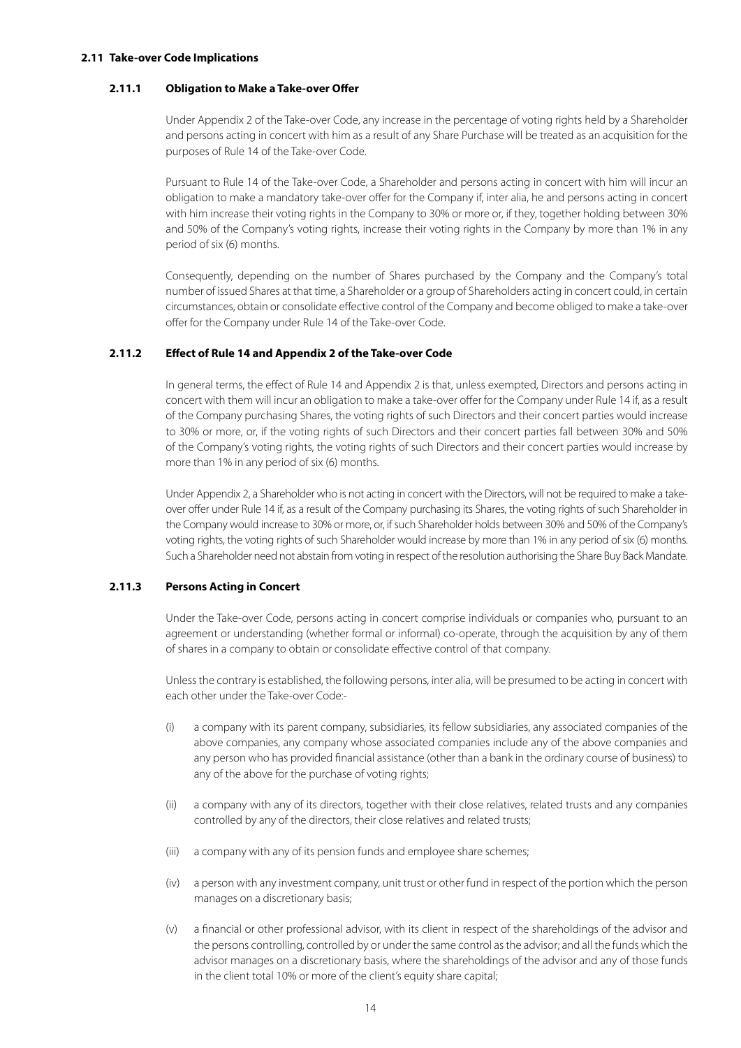### 2.11 Take-over Code Implications

#### 2.11.1 Obligation to Make a Take-over Offer

Under Appendix 2 of the Take-over Code, any increase in the percentage of voting rights held by a Shareholder and persons acting in concert with him as a result of any Share Purchase will be treated as an acquisition for the purposes of Rule 14 of the Take-over Code.

Pursuant to Rule 14 of the Take-over Code, a Shareholder and persons acting in concert with him will incur an obligation to make a mandatory take-over offer for the Company if, inter alia, he and persons acting in concert with him increase their voting rights in the Company to 30% or more or, if they, together holding between 30% and 50% of the Company's voting rights, increase their voting rights in the Company by more than 1% in any period of six (6) months.

Consequently, depending on the number of Shares purchased by the Company and the Company's total number of issued Shares at that time, a Shareholder or a group of Shareholders acting in concert could, in certain circumstances, obtain or consolidate effective control of the Company and become obliged to make a take-over offer for the Company under Rule 14 of the Take-over Code.

#### 2.11.2 Effect of Rule 14 and Appendix 2 of the Take-over Code

In general terms, the effect of Rule 14 and Appendix 2 is that, unless exempted, Directors and persons acting in concert with them will incur an obligation to make a take-over offer for the Company under Rule 14 if, as a result of the Company purchasing Shares, the voting rights of such Directors and their concert parties would increase to 30% or more, or, if the voting rights of such Directors and their concert parties fall between 30% and 50% of the Company's voting rights, the voting rights of such Directors and their concert parties would increase by more than 1% in any period of six (6) months.

Under Appendix 2, a Shareholder who is not acting in concert with the Directors, will not be required to make a take-over offer under Rule 14 if, as a result of the Company purchasing its Shares, the voting rights of such Shareholder in the Company would increase to 30% or more, or, if such Shareholder holds between 30% and 50% of the Company's voting rights, the voting rights of such Shareholder would increase by more than 1% in any period of six (6) months. Such a Shareholder need not abstain from voting in respect of the resolution authorising the Share Buy Back Mandate.

#### 2.11.3 Persons Acting in Concert

Under the Take-over Code, persons acting in concert comprise individuals or companies who, pursuant to an agreement or understanding (whether formal or informal) co-operate, through the acquisition by any of them of shares in a company to obtain or consolidate effective control of that company.

Unless the contrary is established, the following persons, inter alia, will be presumed to be acting in concert with each other under the Take-over Code:-

(i) a company with its parent company, subsidiaries, its fellow subsidiaries, any associated companies of the above companies, any company whose associated companies include any of the above companies and any person who has provided financial assistance (other than a bank in the ordinary course of business) to any of the above for the purchase of voting rights;

(ii) a company with any of its directors, together with their close relatives, related trusts and any companies controlled by any of the directors, their close relatives and related trusts;

(iii) a company with any of its pension funds and employee share schemes;

(iv) a person with any investment company, unit trust or other fund in respect of the portion which the person manages on a discretionary basis;

(v) a financial or other professional advisor, with its client in respect of the shareholdings of the advisor and the persons controlling, controlled by or under the same control as the advisor; and all the funds which the advisor manages on a discretionary basis, where the shareholdings of the advisor and any of those funds in the client total 10% or more of the client's equity share capital;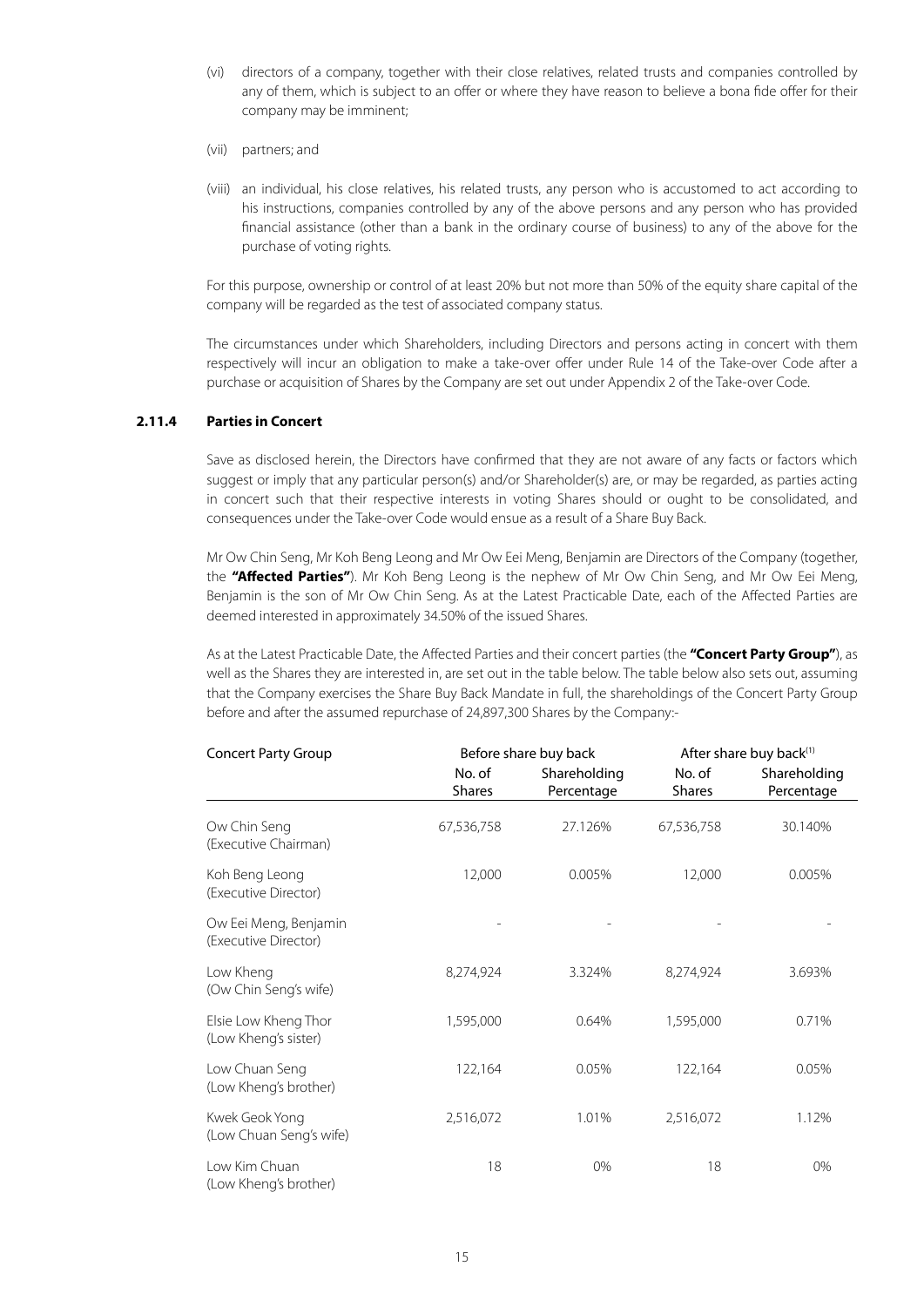(vi) directors of a company, together with their close relatives, related trusts and companies controlled by any of them, which is subject to an offer or where they have reason to believe a bona fide offer for their company may be imminent;

(vii) partners; and

(viii) an individual, his close relatives, his related trusts, any person who is accustomed to act according to his instructions, companies controlled by any of the above persons and any person who has provided financial assistance (other than a bank in the ordinary course of business) to any of the above for the purchase of voting rights.

For this purpose, ownership or control of at least 20% but not more than 50% of the equity share capital of the company will be regarded as the test of associated company status.

The circumstances under which Shareholders, including Directors and persons acting in concert with them respectively will incur an obligation to make a take-over offer under Rule 14 of the Take-over Code after a purchase or acquisition of Shares by the Company are set out under Appendix 2 of the Take-over Code.

### 2.11.4 Parties in Concert

Save as disclosed herein, the Directors have confirmed that they are not aware of any facts or factors which suggest or imply that any particular person(s) and/or Shareholder(s) are, or may be regarded, as parties acting in concert such that their respective interests in voting Shares should or ought to be consolidated, and consequences under the Take-over Code would ensue as a result of a Share Buy Back.

Mr Ow Chin Seng, Mr Koh Beng Leong and Mr Ow Eei Meng, Benjamin are Directors of the Company (together, the **"Affected Parties"**). Mr Koh Beng Leong is the nephew of Mr Ow Chin Seng, and Mr Ow Eei Meng, Benjamin is the son of Mr Ow Chin Seng. As at the Latest Practicable Date, each of the Affected Parties are deemed interested in approximately 34.50% of the issued Shares.

As at the Latest Practicable Date, the Affected Parties and their concert parties (the **"Concert Party Group"**), as well as the Shares they are interested in, are set out in the table below. The table below also sets out, assuming that the Company exercises the Share Buy Back Mandate in full, the shareholdings of the Concert Party Group before and after the assumed repurchase of 24,897,300 Shares by the Company:-

| Concert Party Group | Before share buy back | | After share buy back[(1)] | |
|---|---|---|---|---|
| | No. of Shares | Shareholding Percentage | No. of Shares | Shareholding Percentage |
| Ow Chin Seng (Executive Chairman) | 67,536,758 | 27.126% | 67,536,758 | 30.140% |
| Koh Beng Leong (Executive Director) | 12,000 | 0.005% | 12,000 | 0.005% |
| Ow Eei Meng, Benjamin (Executive Director) | - | - | - | - |
| Low Kheng (Ow Chin Seng's wife) | 8,274,924 | 3.324% | 8,274,924 | 3.693% |
| Elsie Low Kheng Thor (Low Kheng's sister) | 1,595,000 | 0.64% | 1,595,000 | 0.71% |
| Low Chuan Seng (Low Kheng's brother) | 122,164 | 0.05% | 122,164 | 0.05% |
| Kwek Geok Yong (Low Chuan Seng's wife) | 2,516,072 | 1.01% | 2,516,072 | 1.12% |
| Low Kim Chuan (Low Kheng's brother) | 18 | 0% | 18 | 0% |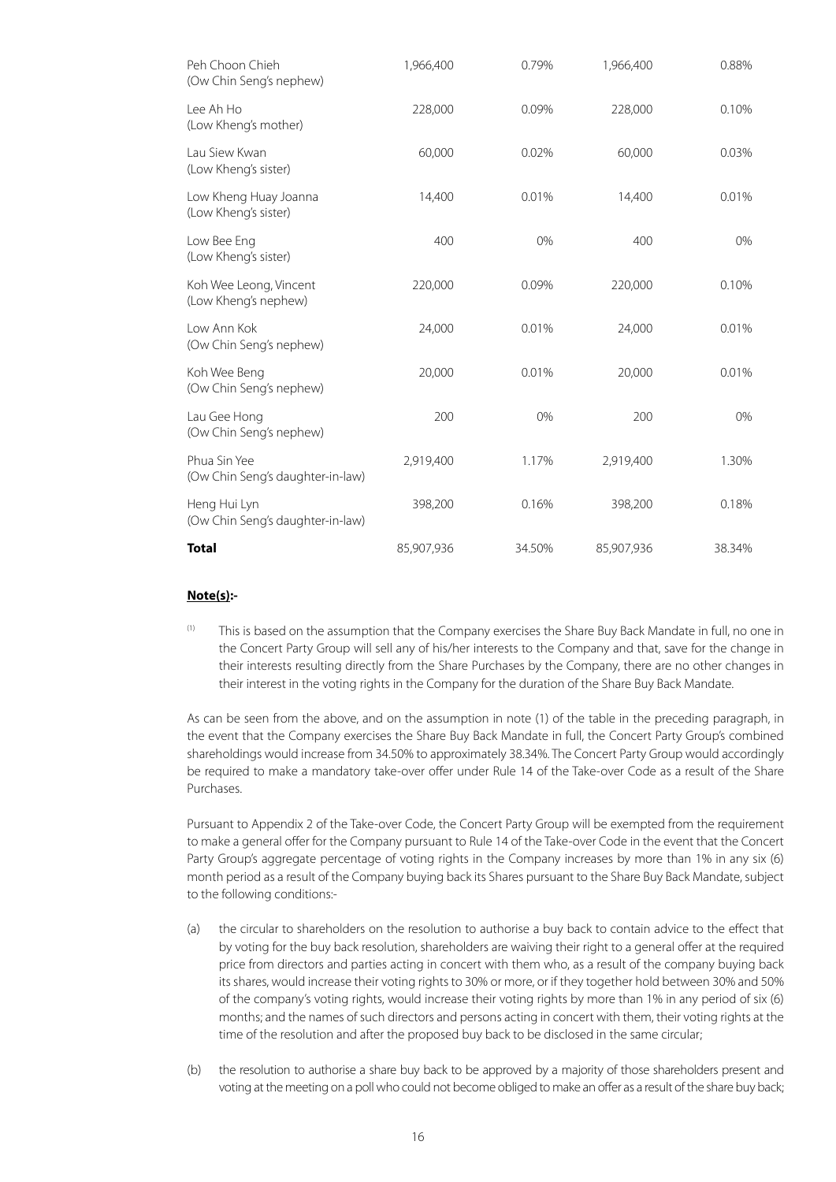| | | | | |
|---|---|---|---|---|
| Peh Choon Chieh (Ow Chin Seng's nephew) | 1,966,400 | 0.79% | 1,966,400 | 0.88% |
| Lee Ah Ho (Low Kheng's mother) | 228,000 | 0.09% | 228,000 | 0.10% |
| Lau Siew Kwan (Low Kheng's sister) | 60,000 | 0.02% | 60,000 | 0.03% |
| Low Kheng Huay Joanna (Low Kheng's sister) | 14,400 | 0.01% | 14,400 | 0.01% |
| Low Bee Eng (Low Kheng's sister) | 400 | 0% | 400 | 0% |
| Koh Wee Leong, Vincent (Low Kheng's nephew) | 220,000 | 0.09% | 220,000 | 0.10% |
| Low Ann Kok (Ow Chin Seng's nephew) | 24,000 | 0.01% | 24,000 | 0.01% |
| Koh Wee Beng (Ow Chin Seng's nephew) | 20,000 | 0.01% | 20,000 | 0.01% |
| Lau Gee Hong (Ow Chin Seng's nephew) | 200 | 0% | 200 | 0% |
| Phua Sin Yee (Ow Chin Seng's daughter-in-law) | 2,919,400 | 1.17% | 2,919,400 | 1.30% |
| Heng Hui Lyn (Ow Chin Seng's daughter-in-law) | 398,200 | 0.16% | 398,200 | 0.18% |
| **Total** | 85,907,936 | 34.50% | 85,907,936 | 38.34% |

**Note(s):-**

(1) This is based on the assumption that the Company exercises the Share Buy Back Mandate in full, no one in the Concert Party Group will sell any of his/her interests to the Company and that, save for the change in their interests resulting directly from the Share Purchases by the Company, there are no other changes in their interest in the voting rights in the Company for the duration of the Share Buy Back Mandate.

As can be seen from the above, and on the assumption in note (1) of the table in the preceding paragraph, in the event that the Company exercises the Share Buy Back Mandate in full, the Concert Party Group's combined shareholdings would increase from 34.50% to approximately 38.34%. The Concert Party Group would accordingly be required to make a mandatory take-over offer under Rule 14 of the Take-over Code as a result of the Share Purchases.

Pursuant to Appendix 2 of the Take-over Code, the Concert Party Group will be exempted from the requirement to make a general offer for the Company pursuant to Rule 14 of the Take-over Code in the event that the Concert Party Group's aggregate percentage of voting rights in the Company increases by more than 1% in any six (6) month period as a result of the Company buying back its Shares pursuant to the Share Buy Back Mandate, subject to the following conditions:-

(a) the circular to shareholders on the resolution to authorise a buy back to contain advice to the effect that by voting for the buy back resolution, shareholders are waiving their right to a general offer at the required price from directors and parties acting in concert with them who, as a result of the company buying back its shares, would increase their voting rights to 30% or more, or if they together hold between 30% and 50% of the company's voting rights, would increase their voting rights by more than 1% in any period of six (6) months; and the names of such directors and persons acting in concert with them, their voting rights at the time of the resolution and after the proposed buy back to be disclosed in the same circular;

(b) the resolution to authorise a share buy back to be approved by a majority of those shareholders present and voting at the meeting on a poll who could not become obliged to make an offer as a result of the share buy back;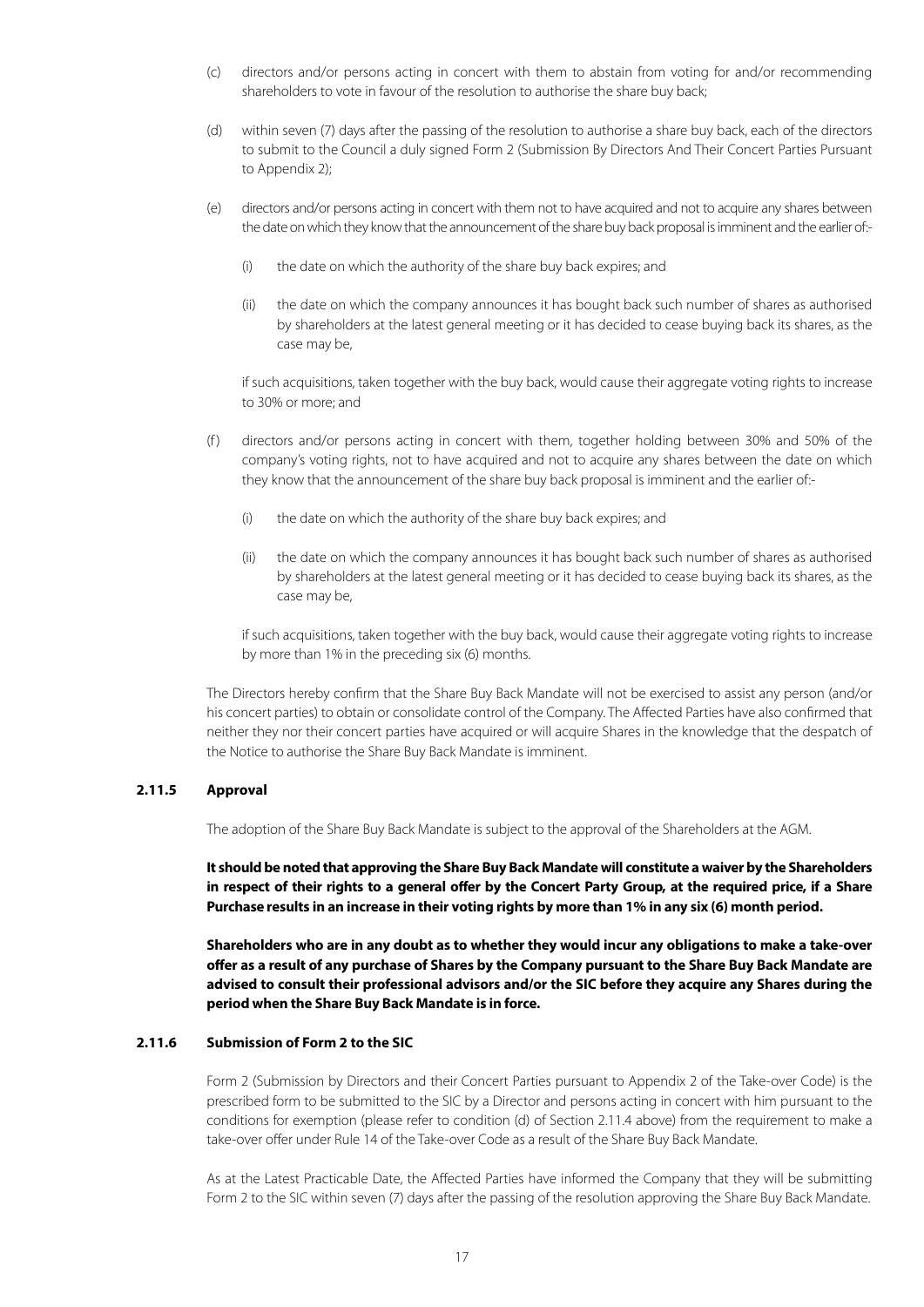(c) directors and/or persons acting in concert with them to abstain from voting for and/or recommending shareholders to vote in favour of the resolution to authorise the share buy back;

(d) within seven (7) days after the passing of the resolution to authorise a share buy back, each of the directors to submit to the Council a duly signed Form 2 (Submission By Directors And Their Concert Parties Pursuant to Appendix 2);

(e) directors and/or persons acting in concert with them not to have acquired and not to acquire any shares between the date on which they know that the announcement of the share buy back proposal is imminent and the earlier of:-

  (i) the date on which the authority of the share buy back expires; and

  (ii) the date on which the company announces it has bought back such number of shares as authorised by shareholders at the latest general meeting or it has decided to cease buying back its shares, as the case may be,

  if such acquisitions, taken together with the buy back, would cause their aggregate voting rights to increase to 30% or more; and

(f) directors and/or persons acting in concert with them, together holding between 30% and 50% of the company's voting rights, not to have acquired and not to acquire any shares between the date on which they know that the announcement of the share buy back proposal is imminent and the earlier of:-

  (i) the date on which the authority of the share buy back expires; and

  (ii) the date on which the company announces it has bought back such number of shares as authorised by shareholders at the latest general meeting or it has decided to cease buying back its shares, as the case may be,

  if such acquisitions, taken together with the buy back, would cause their aggregate voting rights to increase by more than 1% in the preceding six (6) months.

The Directors hereby confirm that the Share Buy Back Mandate will not be exercised to assist any person (and/or his concert parties) to obtain or consolidate control of the Company. The Affected Parties have also confirmed that neither they nor their concert parties have acquired or will acquire Shares in the knowledge that the despatch of the Notice to authorise the Share Buy Back Mandate is imminent.

### 2.11.5 Approval

The adoption of the Share Buy Back Mandate is subject to the approval of the Shareholders at the AGM.

**It should be noted that approving the Share Buy Back Mandate will constitute a waiver by the Shareholders in respect of their rights to a general offer by the Concert Party Group, at the required price, if a Share Purchase results in an increase in their voting rights by more than 1% in any six (6) month period.**

**Shareholders who are in any doubt as to whether they would incur any obligations to make a take-over offer as a result of any purchase of Shares by the Company pursuant to the Share Buy Back Mandate are advised to consult their professional advisors and/or the SIC before they acquire any Shares during the period when the Share Buy Back Mandate is in force.**

### 2.11.6 Submission of Form 2 to the SIC

Form 2 (Submission by Directors and their Concert Parties pursuant to Appendix 2 of the Take-over Code) is the prescribed form to be submitted to the SIC by a Director and persons acting in concert with him pursuant to the conditions for exemption (please refer to condition (d) of Section 2.11.4 above) from the requirement to make a take-over offer under Rule 14 of the Take-over Code as a result of the Share Buy Back Mandate.

As at the Latest Practicable Date, the Affected Parties have informed the Company that they will be submitting Form 2 to the SIC within seven (7) days after the passing of the resolution approving the Share Buy Back Mandate.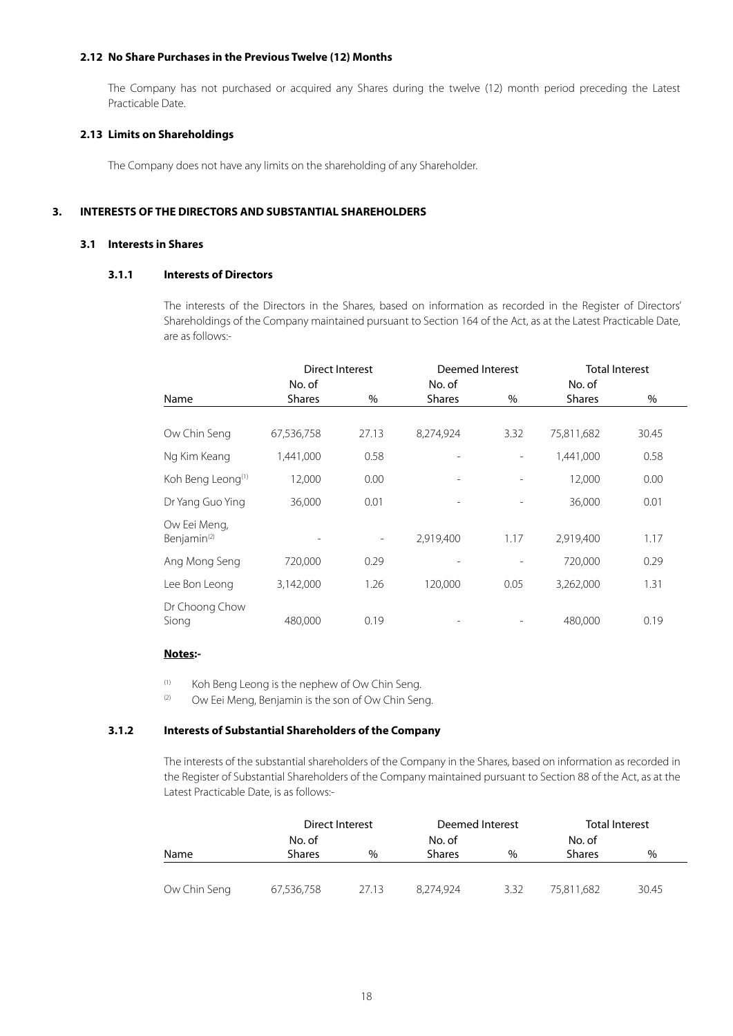#### 2.12 No Share Purchases in the Previous Twelve (12) Months

The Company has not purchased or acquired any Shares during the twelve (12) month period preceding the Latest Practicable Date.

#### 2.13 Limits on Shareholdings

The Company does not have any limits on the shareholding of any Shareholder.

## 3. INTERESTS OF THE DIRECTORS AND SUBSTANTIAL SHAREHOLDERS

### 3.1 Interests in Shares

#### 3.1.1 Interests of Directors

The interests of the Directors in the Shares, based on information as recorded in the Register of Directors' Shareholdings of the Company maintained pursuant to Section 164 of the Act, as at the Latest Practicable Date, are as follows:-

| | Direct Interest | | Deemed Interest | | Total Interest | |
|---|---|---|---|---|---|---|
| Name | No. of Shares | % | No. of Shares | % | No. of Shares | % |
| Ow Chin Seng | 67,536,758 | 27.13 | 8,274,924 | 3.32 | 75,811,682 | 30.45 |
| Ng Kim Keang | 1,441,000 | 0.58 | - | - | 1,441,000 | 0.58 |
| Koh Beng Leong[(1)] | 12,000 | 0.00 | - | - | 12,000 | 0.00 |
| Dr Yang Guo Ying | 36,000 | 0.01 | - | - | 36,000 | 0.01 |
| Ow Eei Meng, Benjamin[(2)] | - | - | 2,919,400 | 1.17 | 2,919,400 | 1.17 |
| Ang Mong Seng | 720,000 | 0.29 | - | - | 720,000 | 0.29 |
| Lee Bon Leong | 3,142,000 | 1.26 | 120,000 | 0.05 | 3,262,000 | 1.31 |
| Dr Choong Chow Siong | 480,000 | 0.19 | - | - | 480,000 | 0.19 |

**Notes:-**

(1) Koh Beng Leong is the nephew of Ow Chin Seng.

(2) Ow Eei Meng, Benjamin is the son of Ow Chin Seng.

#### 3.1.2 Interests of Substantial Shareholders of the Company

The interests of the substantial shareholders of the Company in the Shares, based on information as recorded in the Register of Substantial Shareholders of the Company maintained pursuant to Section 88 of the Act, as at the Latest Practicable Date, is as follows:-

| | Direct Interest | | Deemed Interest | | Total Interest | |
|---|---|---|---|---|---|---|
| Name | No. of Shares | % | No. of Shares | % | No. of Shares | % |
| Ow Chin Seng | 67,536,758 | 27.13 | 8,274,924 | 3.32 | 75,811,682 | 30.45 |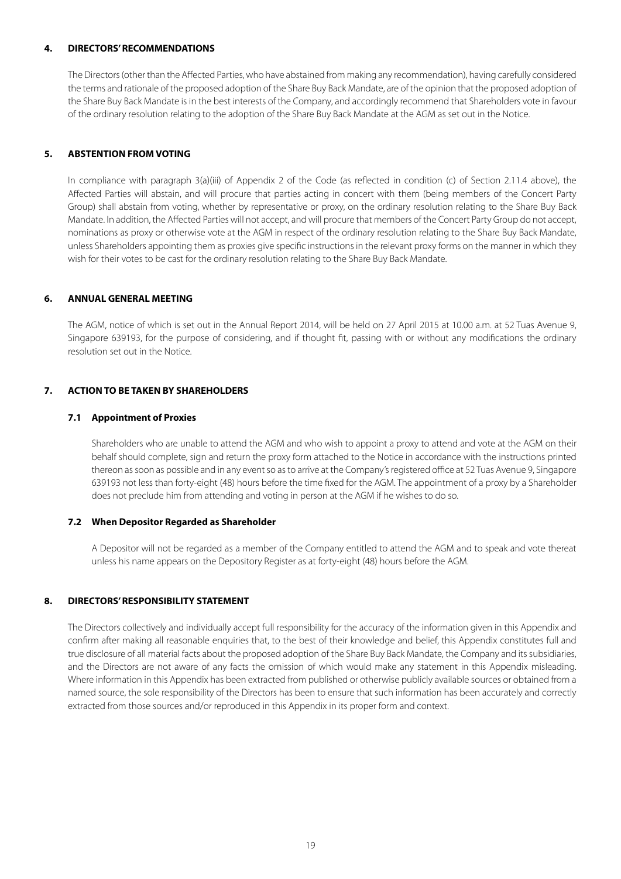## 4. DIRECTORS' RECOMMENDATIONS

The Directors (other than the Affected Parties, who have abstained from making any recommendation), having carefully considered the terms and rationale of the proposed adoption of the Share Buy Back Mandate, are of the opinion that the proposed adoption of the Share Buy Back Mandate is in the best interests of the Company, and accordingly recommend that Shareholders vote in favour of the ordinary resolution relating to the adoption of the Share Buy Back Mandate at the AGM as set out in the Notice.

## 5. ABSTENTION FROM VOTING

In compliance with paragraph 3(a)(iii) of Appendix 2 of the Code (as reflected in condition (c) of Section 2.11.4 above), the Affected Parties will abstain, and will procure that parties acting in concert with them (being members of the Concert Party Group) shall abstain from voting, whether by representative or proxy, on the ordinary resolution relating to the Share Buy Back Mandate. In addition, the Affected Parties will not accept, and will procure that members of the Concert Party Group do not accept, nominations as proxy or otherwise vote at the AGM in respect of the ordinary resolution relating to the Share Buy Back Mandate, unless Shareholders appointing them as proxies give specific instructions in the relevant proxy forms on the manner in which they wish for their votes to be cast for the ordinary resolution relating to the Share Buy Back Mandate.

## 6. ANNUAL GENERAL MEETING

The AGM, notice of which is set out in the Annual Report 2014, will be held on 27 April 2015 at 10.00 a.m. at 52 Tuas Avenue 9, Singapore 639193, for the purpose of considering, and if thought fit, passing with or without any modifications the ordinary resolution set out in the Notice.

## 7. ACTION TO BE TAKEN BY SHAREHOLDERS

### 7.1 Appointment of Proxies

Shareholders who are unable to attend the AGM and who wish to appoint a proxy to attend and vote at the AGM on their behalf should complete, sign and return the proxy form attached to the Notice in accordance with the instructions printed thereon as soon as possible and in any event so as to arrive at the Company's registered office at 52 Tuas Avenue 9, Singapore 639193 not less than forty-eight (48) hours before the time fixed for the AGM. The appointment of a proxy by a Shareholder does not preclude him from attending and voting in person at the AGM if he wishes to do so.

### 7.2 When Depositor Regarded as Shareholder

A Depositor will not be regarded as a member of the Company entitled to attend the AGM and to speak and vote thereat unless his name appears on the Depository Register as at forty-eight (48) hours before the AGM.

## 8. DIRECTORS' RESPONSIBILITY STATEMENT

The Directors collectively and individually accept full responsibility for the accuracy of the information given in this Appendix and confirm after making all reasonable enquiries that, to the best of their knowledge and belief, this Appendix constitutes full and true disclosure of all material facts about the proposed adoption of the Share Buy Back Mandate, the Company and its subsidiaries, and the Directors are not aware of any facts the omission of which would make any statement in this Appendix misleading. Where information in this Appendix has been extracted from published or otherwise publicly available sources or obtained from a named source, the sole responsibility of the Directors has been to ensure that such information has been accurately and correctly extracted from those sources and/or reproduced in this Appendix in its proper form and context.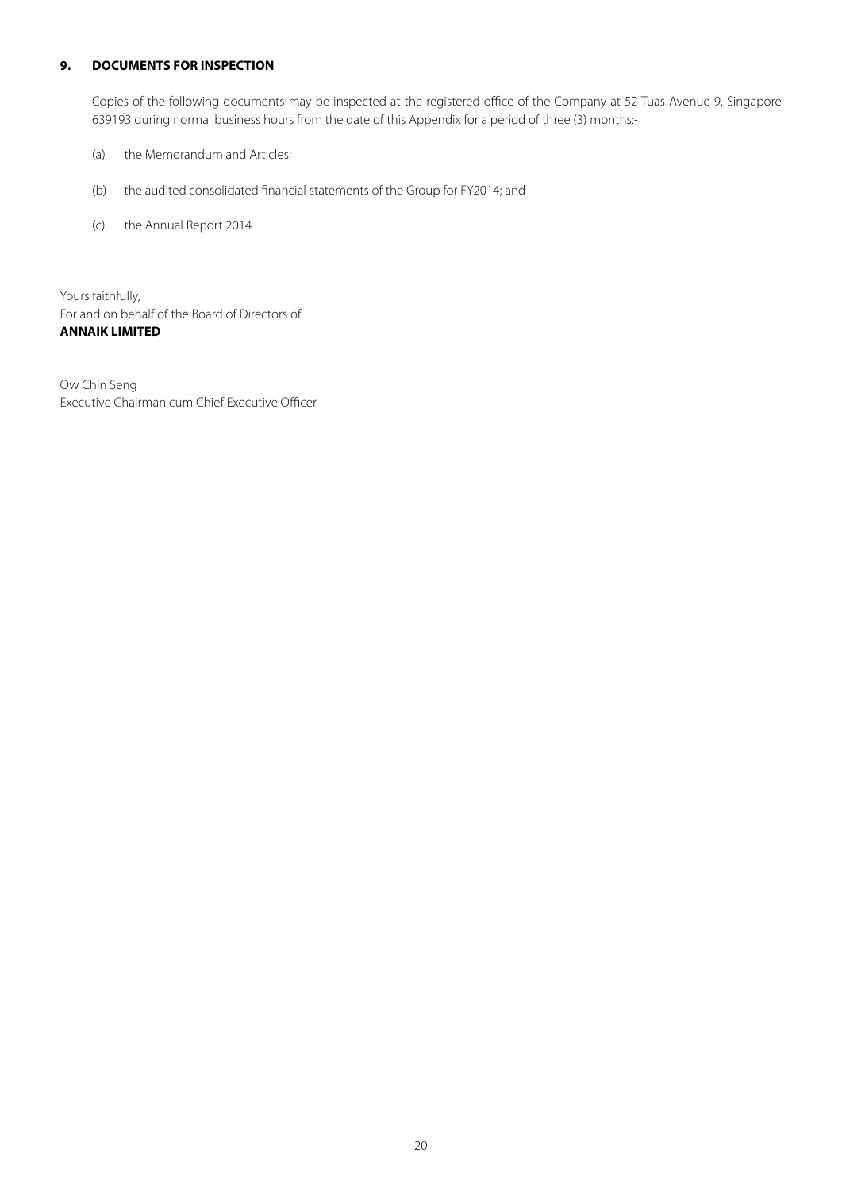## 9. DOCUMENTS FOR INSPECTION

Copies of the following documents may be inspected at the registered office of the Company at 52 Tuas Avenue 9, Singapore 639193 during normal business hours from the date of this Appendix for a period of three (3) months:-

(a) the Memorandum and Articles;

(b) the audited consolidated financial statements of the Group for FY2014; and

(c) the Annual Report 2014.

Yours faithfully,
For and on behalf of the Board of Directors of
**ANNAIK LIMITED**

Ow Chin Seng
Executive Chairman cum Chief Executive Officer